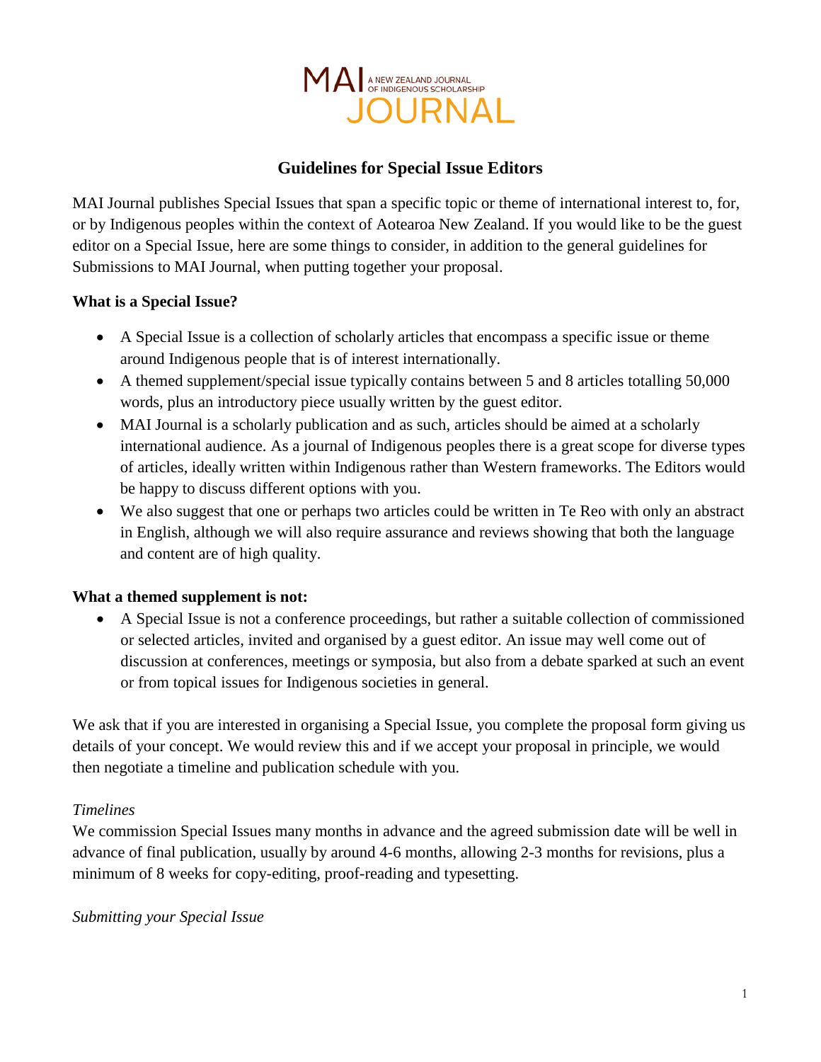MAI JOURNAL
A NEW ZEALAND JOURNAL OF INDIGENOUS SCHOLARSHIP

# Guidelines for Special Issue Editors

MAI Journal publishes Special Issues that span a specific topic or theme of international interest to, for, or by Indigenous peoples within the context of Aotearoa New Zealand. If you would like to be the guest editor on a Special Issue, here are some things to consider, in addition to the general guidelines for Submissions to MAI Journal, when putting together your proposal.

**What is a Special Issue?**

- A Special Issue is a collection of scholarly articles that encompass a specific issue or theme around Indigenous people that is of interest internationally.
- A themed supplement/special issue typically contains between 5 and 8 articles totalling 50,000 words, plus an introductory piece usually written by the guest editor.
- MAI Journal is a scholarly publication and as such, articles should be aimed at a scholarly international audience. As a journal of Indigenous peoples there is a great scope for diverse types of articles, ideally written within Indigenous rather than Western frameworks. The Editors would be happy to discuss different options with you.
- We also suggest that one or perhaps two articles could be written in Te Reo with only an abstract in English, although we will also require assurance and reviews showing that both the language and content are of high quality.

**What a themed supplement is not:**

- A Special Issue is not a conference proceedings, but rather a suitable collection of commissioned or selected articles, invited and organised by a guest editor. An issue may well come out of discussion at conferences, meetings or symposia, but also from a debate sparked at such an event or from topical issues for Indigenous societies in general.

We ask that if you are interested in organising a Special Issue, you complete the proposal form giving us details of your concept. We would review this and if we accept your proposal in principle, we would then negotiate a timeline and publication schedule with you.

*Timelines*

We commission Special Issues many months in advance and the agreed submission date will be well in advance of final publication, usually by around 4-6 months, allowing 2-3 months for revisions, plus a minimum of 8 weeks for copy-editing, proof-reading and typesetting.

*Submitting your Special Issue*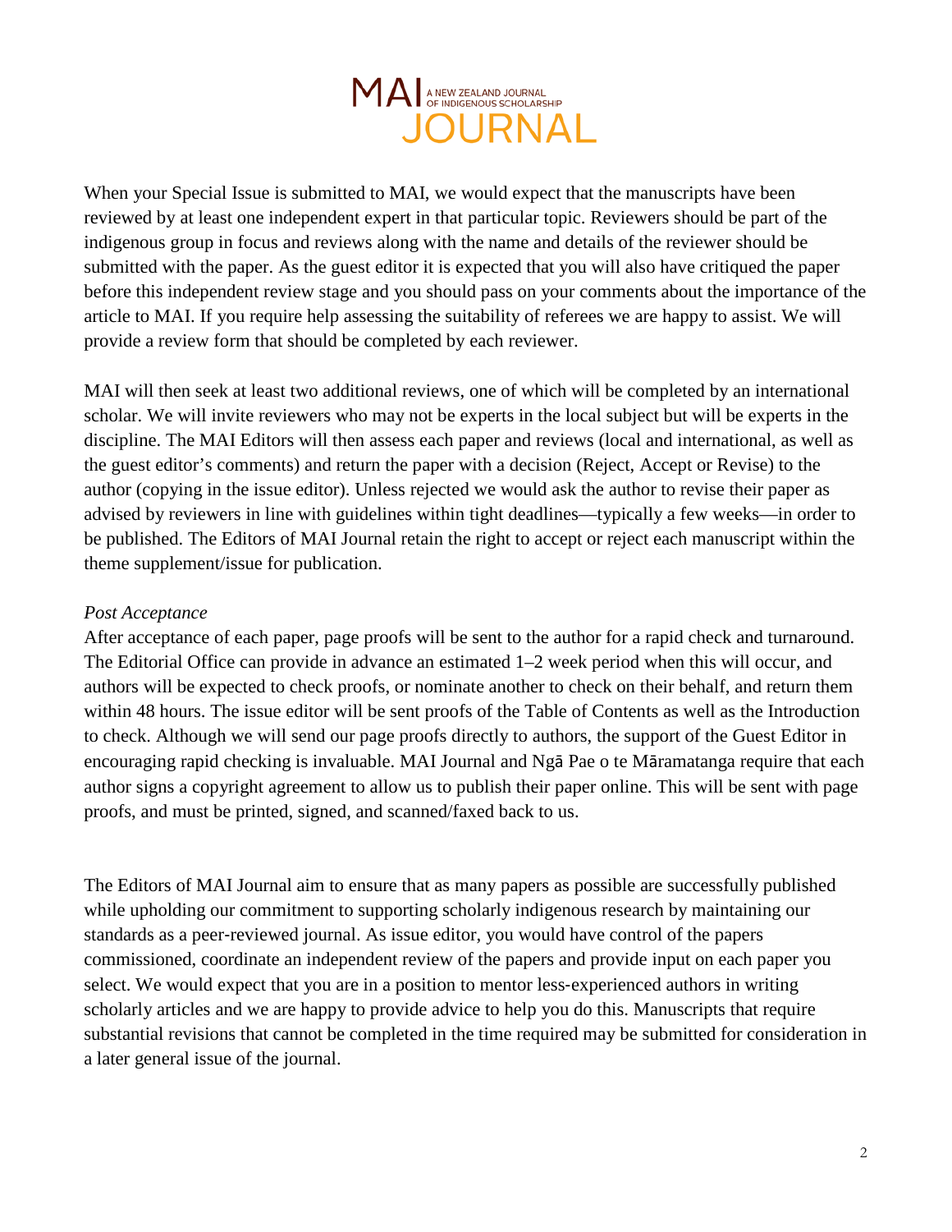When your Special Issue is submitted to MAI, we would expect that the manuscripts have been reviewed by at least one independent expert in that particular topic. Reviewers should be part of the indigenous group in focus and reviews along with the name and details of the reviewer should be submitted with the paper. As the guest editor it is expected that you will also have critiqued the paper before this independent review stage and you should pass on your comments about the importance of the article to MAI. If you require help assessing the suitability of referees we are happy to assist. We will provide a review form that should be completed by each reviewer.

MAI will then seek at least two additional reviews, one of which will be completed by an international scholar. We will invite reviewers who may not be experts in the local subject but will be experts in the discipline. The MAI Editors will then assess each paper and reviews (local and international, as well as the guest editor's comments) and return the paper with a decision (Reject, Accept or Revise) to the author (copying in the issue editor). Unless rejected we would ask the author to revise their paper as advised by reviewers in line with guidelines within tight deadlines—typically a few weeks—in order to be published. The Editors of MAI Journal retain the right to accept or reject each manuscript within the theme supplement/issue for publication.

*Post Acceptance*

After acceptance of each paper, page proofs will be sent to the author for a rapid check and turnaround. The Editorial Office can provide in advance an estimated 1–2 week period when this will occur, and authors will be expected to check proofs, or nominate another to check on their behalf, and return them within 48 hours. The issue editor will be sent proofs of the Table of Contents as well as the Introduction to check. Although we will send our page proofs directly to authors, the support of the Guest Editor in encouraging rapid checking is invaluable. MAI Journal and Ngā Pae o te Māramatanga require that each author signs a copyright agreement to allow us to publish their paper online. This will be sent with page proofs, and must be printed, signed, and scanned/faxed back to us.

The Editors of MAI Journal aim to ensure that as many papers as possible are successfully published while upholding our commitment to supporting scholarly indigenous research by maintaining our standards as a peer-reviewed journal. As issue editor, you would have control of the papers commissioned, coordinate an independent review of the papers and provide input on each paper you select. We would expect that you are in a position to mentor less-experienced authors in writing scholarly articles and we are happy to provide advice to help you do this. Manuscripts that require substantial revisions that cannot be completed in the time required may be submitted for consideration in a later general issue of the journal.